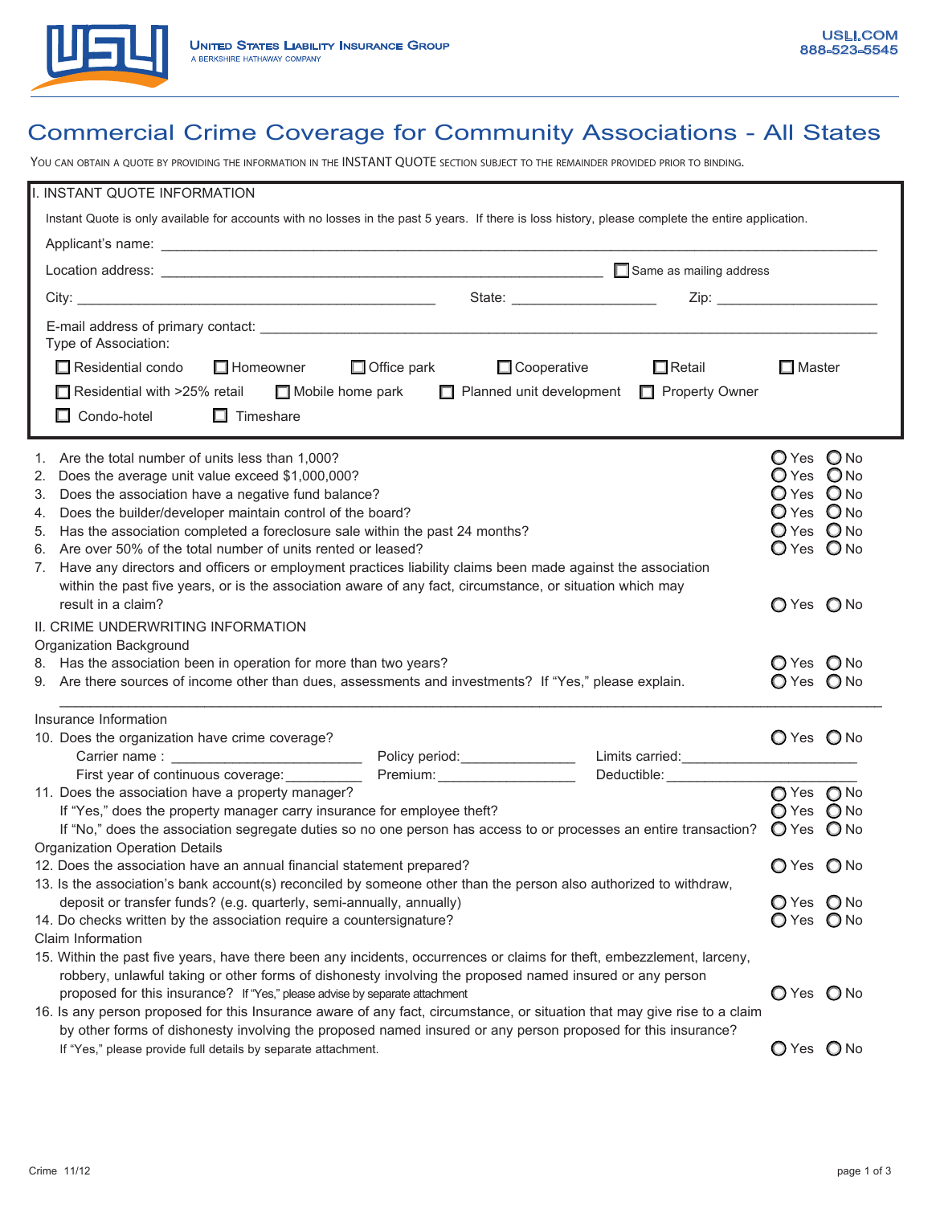UNITED STATES LIABILITY INSURANCE GROUP
A BERKSHIRE HATHAWAY COMPANY

USLI.COM
888-523-5545

# Commercial Crime Coverage for Community Associations - All States

YOU CAN OBTAIN A QUOTE BY PROVIDING THE INFORMATION IN THE INSTANT QUOTE SECTION SUBJECT TO THE REMAINDER PROVIDED PRIOR TO BINDING.

## I. INSTANT QUOTE INFORMATION

Instant Quote is only available for accounts with no losses in the past 5 years. If there is loss history, please complete the entire application.

Applicant's name: ______________________________

Location address: ______________________________ ☐ Same as mailing address

City: ____________________ State: __________ Zip: __________

E-mail address of primary contact: ______________________________

Type of Association:

☐ Residential condo ☐ Homeowner ☐ Office park ☐ Cooperative ☐ Retail ☐ Master

☐ Residential with >25% retail ☐ Mobile home park ☐ Planned unit development ☐ Property Owner

☐ Condo-hotel ☐ Timeshare

1. Are the total number of units less than 1,000? ○ Yes ○ No
2. Does the average unit value exceed $1,000,000? ○ Yes ○ No
3. Does the association have a negative fund balance? ○ Yes ○ No
4. Does the builder/developer maintain control of the board? ○ Yes ○ No
5. Has the association completed a foreclosure sale within the past 24 months? ○ Yes ○ No
6. Are over 50% of the total number of units rented or leased? ○ Yes ○ No
7. Have any directors and officers or employment practices liability claims been made against the association within the past five years, or is the association aware of any fact, circumstance, or situation which may result in a claim? ○ Yes ○ No

## II. CRIME UNDERWRITING INFORMATION

Organization Background

8. Has the association been in operation for more than two years? ○ Yes ○ No
9. Are there sources of income other than dues, assessments and investments? If "Yes," please explain. ○ Yes ○ No

______________________________

Insurance Information

10. Does the organization have crime coverage? ○ Yes ○ No

    Carrier name : __________ Policy period: __________ Limits carried: __________

    First year of continuous coverage: __________ Premium: __________ Deductible: __________

11. Does the association have a property manager? ○ Yes ○ No

    If "Yes," does the property manager carry insurance for employee theft? ○ Yes ○ No

    If "No," does the association segregate duties so no one person has access to or processes an entire transaction? ○ Yes ○ No

Organization Operation Details

12. Does the association have an annual financial statement prepared? ○ Yes ○ No
13. Is the association's bank account(s) reconciled by someone other than the person also authorized to withdraw, deposit or transfer funds? (e.g. quarterly, semi-annually, annually) ○ Yes ○ No
14. Do checks written by the association require a countersignature? ○ Yes ○ No

Claim Information

15. Within the past five years, have there been any incidents, occurrences or claims for theft, embezzlement, larceny, robbery, unlawful taking or other forms of dishonesty involving the proposed named insured or any person proposed for this insurance? If "Yes," please advise by separate attachment ○ Yes ○ No
16. Is any person proposed for this Insurance aware of any fact, circumstance, or situation that may give rise to a claim by other forms of dishonesty involving the proposed named insured or any person proposed for this insurance? If "Yes," please provide full details by separate attachment. ○ Yes ○ No

Crime 11/12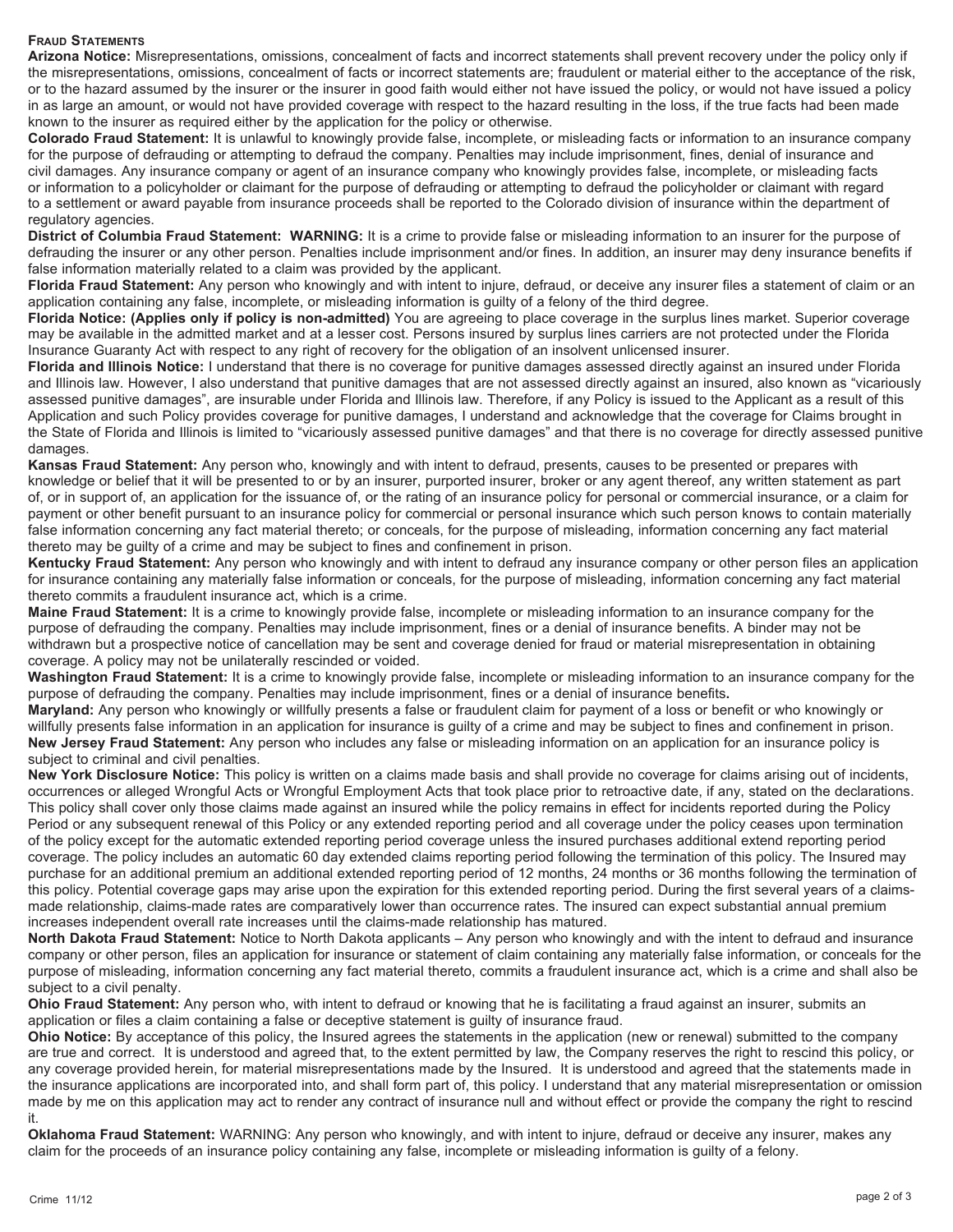## Fraud Statements

**Arizona Notice:** Misrepresentations, omissions, concealment of facts and incorrect statements shall prevent recovery under the policy only if the misrepresentations, omissions, concealment of facts or incorrect statements are; fraudulent or material either to the acceptance of the risk, or to the hazard assumed by the insurer or the insurer in good faith would either not have issued the policy, or would not have issued a policy in as large an amount, or would not have provided coverage with respect to the hazard resulting in the loss, if the true facts had been made known to the insurer as required either by the application for the policy or otherwise.

**Colorado Fraud Statement:** It is unlawful to knowingly provide false, incomplete, or misleading facts or information to an insurance company for the purpose of defrauding or attempting to defraud the company. Penalties may include imprisonment, fines, denial of insurance and civil damages. Any insurance company or agent of an insurance company who knowingly provides false, incomplete, or misleading facts or information to a policyholder or claimant for the purpose of defrauding or attempting to defraud the policyholder or claimant with regard to a settlement or award payable from insurance proceeds shall be reported to the Colorado division of insurance within the department of regulatory agencies.

**District of Columbia Fraud Statement: WARNING:** It is a crime to provide false or misleading information to an insurer for the purpose of defrauding the insurer or any other person. Penalties include imprisonment and/or fines. In addition, an insurer may deny insurance benefits if false information materially related to a claim was provided by the applicant.

**Florida Fraud Statement:** Any person who knowingly and with intent to injure, defraud, or deceive any insurer files a statement of claim or an application containing any false, incomplete, or misleading information is guilty of a felony of the third degree.

**Florida Notice: (Applies only if policy is non-admitted)** You are agreeing to place coverage in the surplus lines market. Superior coverage may be available in the admitted market and at a lesser cost. Persons insured by surplus lines carriers are not protected under the Florida Insurance Guaranty Act with respect to any right of recovery for the obligation of an insolvent unlicensed insurer.

**Florida and Illinois Notice:** I understand that there is no coverage for punitive damages assessed directly against an insured under Florida and Illinois law. However, I also understand that punitive damages that are not assessed directly against an insured, also known as "vicariously assessed punitive damages", are insurable under Florida and Illinois law. Therefore, if any Policy is issued to the Applicant as a result of this Application and such Policy provides coverage for punitive damages, I understand and acknowledge that the coverage for Claims brought in the State of Florida and Illinois is limited to "vicariously assessed punitive damages" and that there is no coverage for directly assessed punitive damages.

**Kansas Fraud Statement:** Any person who, knowingly and with intent to defraud, presents, causes to be presented or prepares with knowledge or belief that it will be presented to or by an insurer, purported insurer, broker or any agent thereof, any written statement as part of, or in support of, an application for the issuance of, or the rating of an insurance policy for personal or commercial insurance, or a claim for payment or other benefit pursuant to an insurance policy for commercial or personal insurance which such person knows to contain materially false information concerning any fact material thereto; or conceals, for the purpose of misleading, information concerning any fact material thereto may be guilty of a crime and may be subject to fines and confinement in prison.

**Kentucky Fraud Statement:** Any person who knowingly and with intent to defraud any insurance company or other person files an application for insurance containing any materially false information or conceals, for the purpose of misleading, information concerning any fact material thereto commits a fraudulent insurance act, which is a crime.

**Maine Fraud Statement:** It is a crime to knowingly provide false, incomplete or misleading information to an insurance company for the purpose of defrauding the company. Penalties may include imprisonment, fines or a denial of insurance benefits. A binder may not be withdrawn but a prospective notice of cancellation may be sent and coverage denied for fraud or material misrepresentation in obtaining coverage. A policy may not be unilaterally rescinded or voided.

**Washington Fraud Statement:** It is a crime to knowingly provide false, incomplete or misleading information to an insurance company for the purpose of defrauding the company. Penalties may include imprisonment, fines or a denial of insurance benefits**.**

**Maryland:** Any person who knowingly or willfully presents a false or fraudulent claim for payment of a loss or benefit or who knowingly or willfully presents false information in an application for insurance is guilty of a crime and may be subject to fines and confinement in prison.

**New Jersey Fraud Statement:** Any person who includes any false or misleading information on an application for an insurance policy is subject to criminal and civil penalties.

**New York Disclosure Notice:** This policy is written on a claims made basis and shall provide no coverage for claims arising out of incidents, occurrences or alleged Wrongful Acts or Wrongful Employment Acts that took place prior to retroactive date, if any, stated on the declarations. This policy shall cover only those claims made against an insured while the policy remains in effect for incidents reported during the Policy Period or any subsequent renewal of this Policy or any extended reporting period and all coverage under the policy ceases upon termination of the policy except for the automatic extended reporting period coverage unless the insured purchases additional extend reporting period coverage. The policy includes an automatic 60 day extended claims reporting period following the termination of this policy. The Insured may purchase for an additional premium an additional extended reporting period of 12 months, 24 months or 36 months following the termination of this policy. Potential coverage gaps may arise upon the expiration for this extended reporting period. During the first several years of a claims-made relationship, claims-made rates are comparatively lower than occurrence rates. The insured can expect substantial annual premium increases independent overall rate increases until the claims-made relationship has matured.

**North Dakota Fraud Statement:** Notice to North Dakota applicants – Any person who knowingly and with the intent to defraud and insurance company or other person, files an application for insurance or statement of claim containing any materially false information, or conceals for the purpose of misleading, information concerning any fact material thereto, commits a fraudulent insurance act, which is a crime and shall also be subject to a civil penalty.

**Ohio Fraud Statement:** Any person who, with intent to defraud or knowing that he is facilitating a fraud against an insurer, submits an application or files a claim containing a false or deceptive statement is guilty of insurance fraud.

**Ohio Notice:** By acceptance of this policy, the Insured agrees the statements in the application (new or renewal) submitted to the company are true and correct. It is understood and agreed that, to the extent permitted by law, the Company reserves the right to rescind this policy, or any coverage provided herein, for material misrepresentations made by the Insured. It is understood and agreed that the statements made in the insurance applications are incorporated into, and shall form part of, this policy. I understand that any material misrepresentation or omission made by me on this application may act to render any contract of insurance null and without effect or provide the company the right to rescind it.

**Oklahoma Fraud Statement:** WARNING: Any person who knowingly, and with intent to injure, defraud or deceive any insurer, makes any claim for the proceeds of an insurance policy containing any false, incomplete or misleading information is guilty of a felony.

Crime 11/12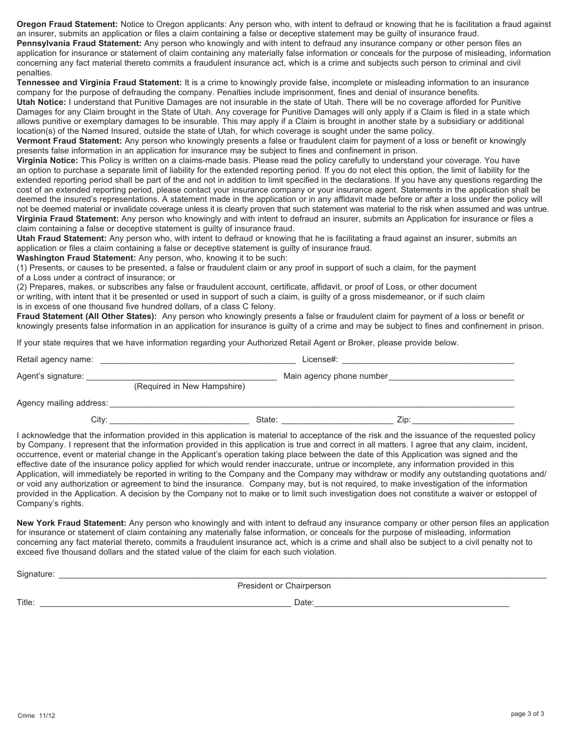**Oregon Fraud Statement:** Notice to Oregon applicants: Any person who, with intent to defraud or knowing that he is facilitation a fraud against an insurer, submits an application or files a claim containing a false or deceptive statement may be guilty of insurance fraud.

**Pennsylvania Fraud Statement:** Any person who knowingly and with intent to defraud any insurance company or other person files an application for insurance or statement of claim containing any materially false information or conceals for the purpose of misleading, information concerning any fact material thereto commits a fraudulent insurance act, which is a crime and subjects such person to criminal and civil penalties.

**Tennessee and Virginia Fraud Statement:** It is a crime to knowingly provide false, incomplete or misleading information to an insurance company for the purpose of defrauding the company. Penalties include imprisonment, fines and denial of insurance benefits.

**Utah Notice:** I understand that Punitive Damages are not insurable in the state of Utah. There will be no coverage afforded for Punitive Damages for any Claim brought in the State of Utah. Any coverage for Punitive Damages will only apply if a Claim is filed in a state which allows punitive or exemplary damages to be insurable. This may apply if a Claim is brought in another state by a subsidiary or additional location(s) of the Named Insured, outside the state of Utah, for which coverage is sought under the same policy.

**Vermont Fraud Statement:** Any person who knowingly presents a false or fraudulent claim for payment of a loss or benefit or knowingly presents false information in an application for insurance may be subject to fines and confinement in prison.

**Virginia Notice:** This Policy is written on a claims-made basis. Please read the policy carefully to understand your coverage. You have an option to purchase a separate limit of liability for the extended reporting period. If you do not elect this option, the limit of liability for the extended reporting period shall be part of the and not in addition to limit specified in the declarations. If you have any questions regarding the cost of an extended reporting period, please contact your insurance company or your insurance agent. Statements in the application shall be deemed the insured's representations. A statement made in the application or in any affidavit made before or after a loss under the policy will not be deemed material or invalidate coverage unless it is clearly proven that such statement was material to the risk when assumed and was untrue.

**Virginia Fraud Statement:** Any person who knowingly and with intent to defraud an insurer, submits an Application for insurance or files a claim containing a false or deceptive statement is guilty of insurance fraud.

**Utah Fraud Statement:** Any person who, with intent to defraud or knowing that he is facilitating a fraud against an insurer, submits an application or files a claim containing a false or deceptive statement is guilty of insurance fraud.

**Washington Fraud Statement:** Any person, who, knowing it to be such:

(1) Presents, or causes to be presented, a false or fraudulent claim or any proof in support of such a claim, for the payment of a Loss under a contract of insurance; or

(2) Prepares, makes, or subscribes any false or fraudulent account, certificate, affidavit, or proof of Loss, or other document or writing, with intent that it be presented or used in support of such a claim, is guilty of a gross misdemeanor, or if such claim is in excess of one thousand five hundred dollars, of a class C felony.

**Fraud Statement (All Other States):** Any person who knowingly presents a false or fraudulent claim for payment of a loss or benefit or knowingly presents false information in an application for insurance is guilty of a crime and may be subject to fines and confinement in prison.

If your state requires that we have information regarding your Authorized Retail Agent or Broker, please provide below.

Retail agency name: ________________________________________ License#: ____________________________________

Agent's signature: ________________________________________ Main agency phone number__________________________
(Required in New Hampshire)

Agency mailing address: ________________________________________________________________________________

City: _____________________________ State: _______________________ Zip: _____________________

I acknowledge that the information provided in this application is material to acceptance of the risk and the issuance of the requested policy by Company. I represent that the information provided in this application is true and correct in all matters. I agree that any claim, incident, occurrence, event or material change in the Applicant's operation taking place between the date of this Application was signed and the effective date of the insurance policy applied for which would render inaccurate, untrue or incomplete, any information provided in this Application, will immediately be reported in writing to the Company and the Company may withdraw or modify any outstanding quotations and/or void any authorization or agreement to bind the insurance. Company may, but is not required, to make investigation of the information provided in the Application. A decision by the Company not to make or to limit such investigation does not constitute a waiver or estoppel of Company's rights.

**New York Fraud Statement:** Any person who knowingly and with intent to defraud any insurance company or other person files an application for insurance or statement of claim containing any materially false information, or conceals for the purpose of misleading, information concerning any fact material thereto, commits a fraudulent insurance act, which is a crime and shall also be subject to a civil penalty not to exceed five thousand dollars and the stated value of the claim for each such violation.

Signature: ____________________________________________________________________________________________
President or Chairperson

Title: ______________________________________________________ Date: __________________________________________

Crime 11/12